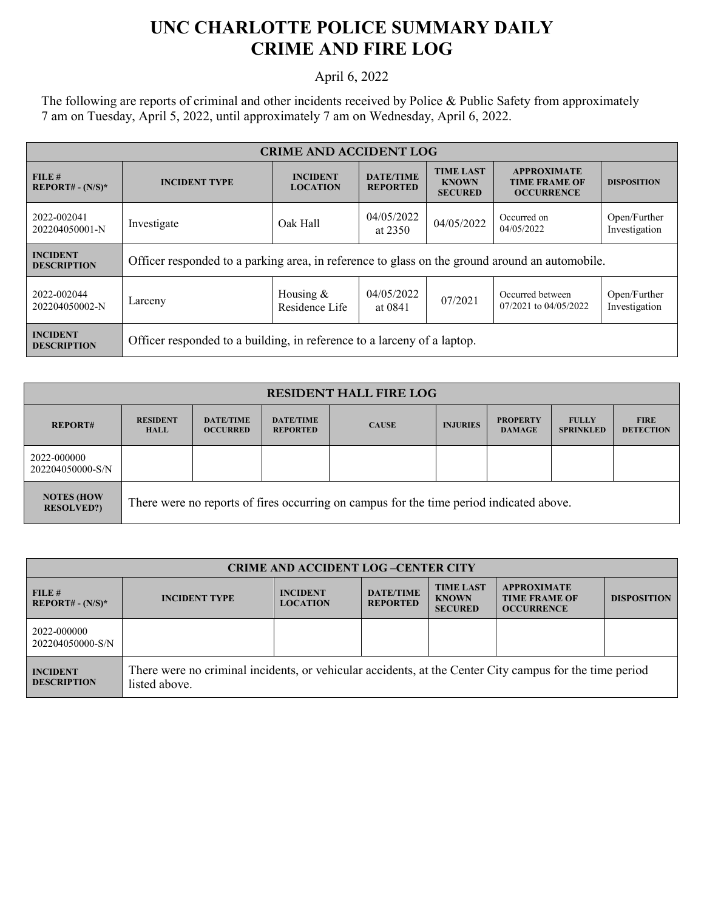# UNC CHARLOTTE POLICE SUMMARY DAILY CRIME AND FIRE LOG

April 6, 2022

The following are reports of criminal and other incidents received by Police & Public Safety from approximately 7 am on Tuesday, April 5, 2022, until approximately 7 am on Wednesday, April 6, 2022.

| CRIME AND ACCIDENT LOG | | | | | | |
|---|---|---|---|---|---|---|
| **FILE # REPORT# - (N/S)*** | **INCIDENT TYPE** | **INCIDENT LOCATION** | **DATE/TIME REPORTED** | **TIME LAST KNOWN SECURED** | **APPROXIMATE TIME FRAME OF OCCURRENCE** | **DISPOSITION** |
| 2022-002041 202204050001-N | Investigate | Oak Hall | 04/05/2022 at 2350 | 04/05/2022 | Occurred on 04/05/2022 | Open/Further Investigation |
| **INCIDENT DESCRIPTION** | Officer responded to a parking area, in reference to glass on the ground around an automobile. | | | | | |
| 2022-002044 202204050002-N | Larceny | Housing & Residence Life | 04/05/2022 at 0841 | 07/2021 | Occurred between 07/2021 to 04/05/2022 | Open/Further Investigation |
| **INCIDENT DESCRIPTION** | Officer responded to a building, in reference to a larceny of a laptop. | | | | | |

| RESIDENT HALL FIRE LOG | | | | | | | | |
|---|---|---|---|---|---|---|---|---|
| **REPORT#** | **RESIDENT HALL** | **DATE/TIME OCCURRED** | **DATE/TIME REPORTED** | **CAUSE** | **INJURIES** | **PROPERTY DAMAGE** | **FULLY SPRINKLED** | **FIRE DETECTION** |
| 2022-000000 202204050000-S/N | | | | | | | | |
| **NOTES (HOW RESOLVED?)** | There were no reports of fires occurring on campus for the time period indicated above. | | | | | | | |

| CRIME AND ACCIDENT LOG –CENTER CITY | | | | | | |
|---|---|---|---|---|---|---|
| **FILE # REPORT# - (N/S)*** | **INCIDENT TYPE** | **INCIDENT LOCATION** | **DATE/TIME REPORTED** | **TIME LAST KNOWN SECURED** | **APPROXIMATE TIME FRAME OF OCCURRENCE** | **DISPOSITION** |
| 2022-000000 202204050000-S/N | | | | | | |
| **INCIDENT DESCRIPTION** | There were no criminal incidents, or vehicular accidents, at the Center City campus for the time period listed above. | | | | | |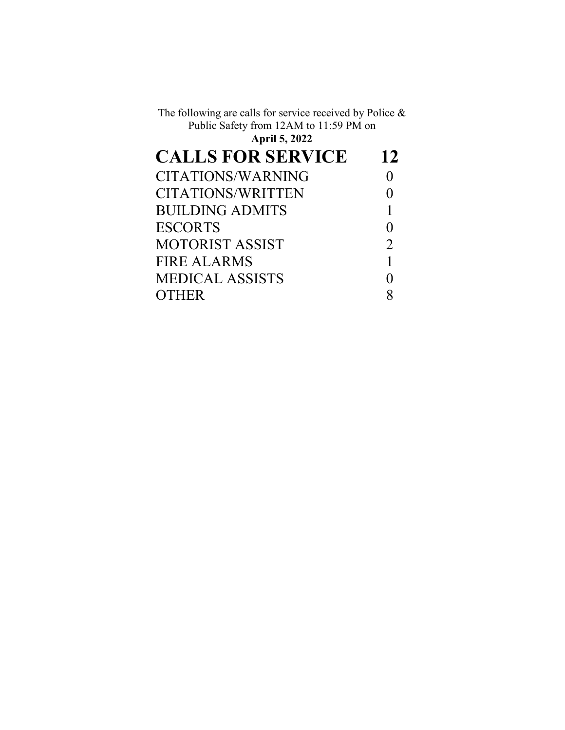The following are calls for service received by Police & Public Safety from 12AM to 11:59 PM on

**April 5, 2022**

| | |
|---|---|
| **CALLS FOR SERVICE** | **12** |
| CITATIONS/WARNING | 0 |
| CITATIONS/WRITTEN | 0 |
| BUILDING ADMITS | 1 |
| ESCORTS | 0 |
| MOTORIST ASSIST | 2 |
| FIRE ALARMS | 1 |
| MEDICAL ASSISTS | 0 |
| OTHER | 8 |